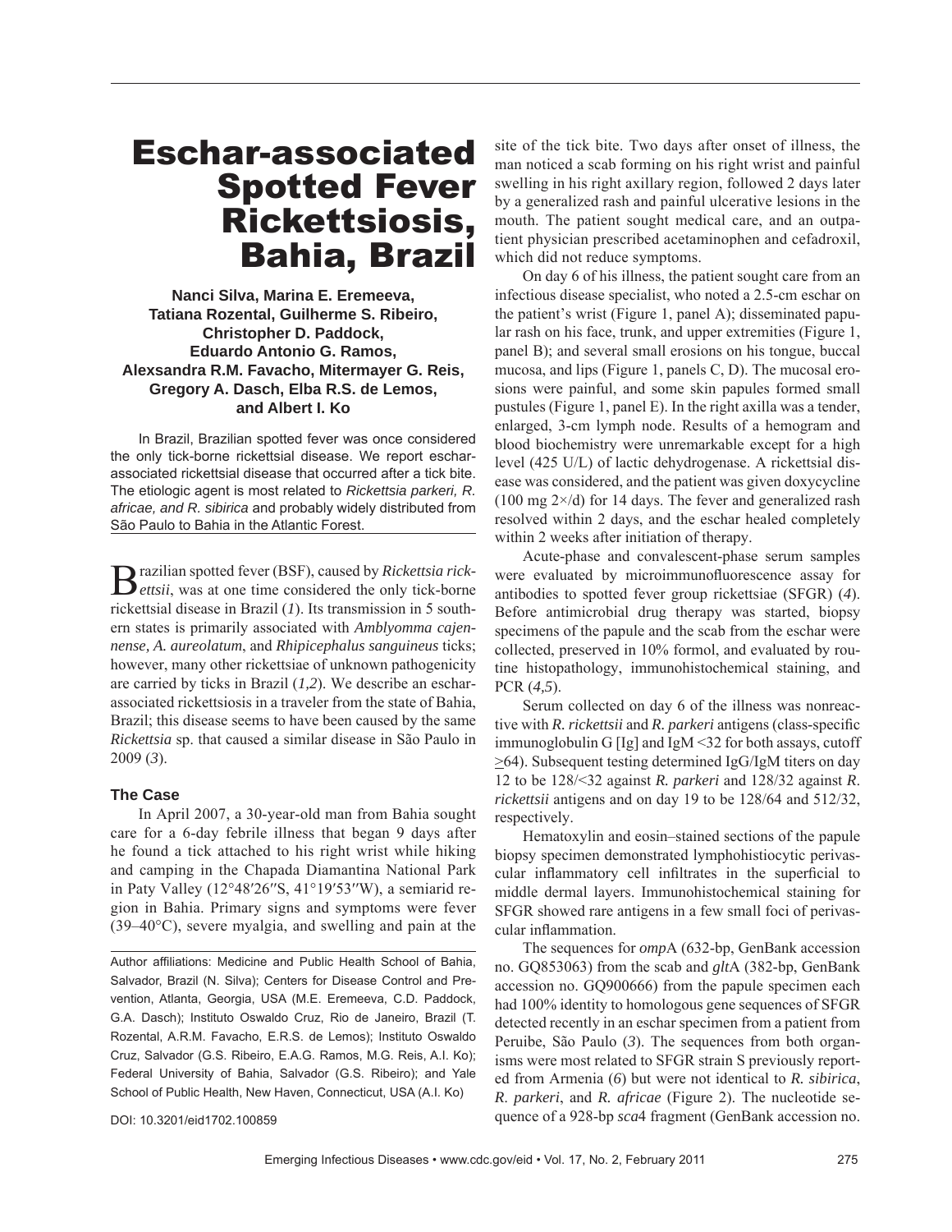# Eschar-associated Spotted Fever Rickettsiosis, Bahia, Brazil

**Nanci Silva, Marina E. Eremeeva, Tatiana Rozental, Guilherme S. Ribeiro, Christopher D. Paddock, Eduardo Antonio G. Ramos, Alexsandra R.M. Favacho, Mitermayer G. Reis, Gregory A. Dasch, Elba R.S. de Lemos, and Albert I. Ko**

In Brazil, Brazilian spotted fever was once considered the only tick-borne rickettsial disease. We report eschar-associated rickettsial disease that occurred after a tick bite. The etiologic agent is most related to *Rickettsia parkeri, R. africae, and R. sibirica* and probably widely distributed from São Paulo to Bahia in the Atlantic Forest.

Brazilian spotted fever (BSF), caused by *Rickettsia rickettsii*, was at one time considered the only tick-borne rickettsial disease in Brazil (*1*). Its transmission in 5 southern states is primarily associated with *Amblyomma cajennense, A. aureolatum*, and *Rhipicephalus sanguineus* ticks; however, many other rickettsiae of unknown pathogenicity are carried by ticks in Brazil (*1,2*). We describe an eschar-associated rickettsiosis in a traveler from the state of Bahia, Brazil; this disease seems to have been caused by the same *Rickettsia* sp. that caused a similar disease in São Paulo in 2009 (*3*).

## The Case

In April 2007, a 30-year-old man from Bahia sought care for a 6-day febrile illness that began 9 days after he found a tick attached to his right wrist while hiking and camping in the Chapada Diamantina National Park in Paty Valley (12°48′26″S, 41°19′53″W), a semiarid region in Bahia. Primary signs and symptoms were fever (39–40°C), severe myalgia, and swelling and pain at the site of the tick bite. Two days after onset of illness, the man noticed a scab forming on his right wrist and painful swelling in his right axillary region, followed 2 days later by a generalized rash and painful ulcerative lesions in the mouth. The patient sought medical care, and an outpatient physician prescribed acetaminophen and cefadroxil, which did not reduce symptoms.

On day 6 of his illness, the patient sought care from an infectious disease specialist, who noted a 2.5-cm eschar on the patient's wrist (Figure 1, panel A); disseminated papular rash on his face, trunk, and upper extremities (Figure 1, panel B); and several small erosions on his tongue, buccal mucosa, and lips (Figure 1, panels C, D). The mucosal erosions were painful, and some skin papules formed small pustules (Figure 1, panel E). In the right axilla was a tender, enlarged, 3-cm lymph node. Results of a hemogram and blood biochemistry were unremarkable except for a high level (425 U/L) of lactic dehydrogenase. A rickettsial disease was considered, and the patient was given doxycycline (100 mg 2×/d) for 14 days. The fever and generalized rash resolved within 2 days, and the eschar healed completely within 2 weeks after initiation of therapy.

Acute-phase and convalescent-phase serum samples were evaluated by microimmunofluorescence assay for antibodies to spotted fever group rickettsiae (SFGR) (*4*). Before antimicrobial drug therapy was started, biopsy specimens of the papule and the scab from the eschar were collected, preserved in 10% formol, and evaluated by routine histopathology, immunohistochemical staining, and PCR (*4,5*).

Serum collected on day 6 of the illness was nonreactive with *R. rickettsii* and *R. parkeri* antigens (class-specific immunoglobulin G [Ig] and IgM <32 for both assays, cutoff ≥64). Subsequent testing determined IgG/IgM titers on day 12 to be 128/<32 against *R. parkeri* and 128/32 against *R. rickettsii* antigens and on day 19 to be 128/64 and 512/32, respectively.

Hematoxylin and eosin–stained sections of the papule biopsy specimen demonstrated lymphohistiocytic perivascular inflammatory cell infiltrates in the superficial to middle dermal layers. Immunohistochemical staining for SFGR showed rare antigens in a few small foci of perivascular inflammation.

The sequences for *omp*A (632-bp, GenBank accession no. GQ853063) from the scab and *glt*A (382-bp, GenBank accession no. GQ900666) from the papule specimen each had 100% identity to homologous gene sequences of SFGR detected recently in an eschar specimen from a patient from Peruibe, São Paulo (*3*). The sequences from both organisms were most related to SFGR strain S previously reported from Armenia (*6*) but were not identical to *R. sibirica*, *R. parkeri*, and *R. africae* (Figure 2). The nucleotide sequence of a 928-bp *sca*4 fragment (GenBank accession no.

Author affiliations: Medicine and Public Health School of Bahia, Salvador, Brazil (N. Silva); Centers for Disease Control and Prevention, Atlanta, Georgia, USA (M.E. Eremeeva, C.D. Paddock, G.A. Dasch); Instituto Oswaldo Cruz, Rio de Janeiro, Brazil (T. Rozental, A.R.M. Favacho, E.R.S. de Lemos); Instituto Oswaldo Cruz, Salvador (G.S. Ribeiro, E.A.G. Ramos, M.G. Reis, A.I. Ko); Federal University of Bahia, Salvador (G.S. Ribeiro); and Yale School of Public Health, New Haven, Connecticut, USA (A.I. Ko)

DOI: 10.3201/eid1702.100859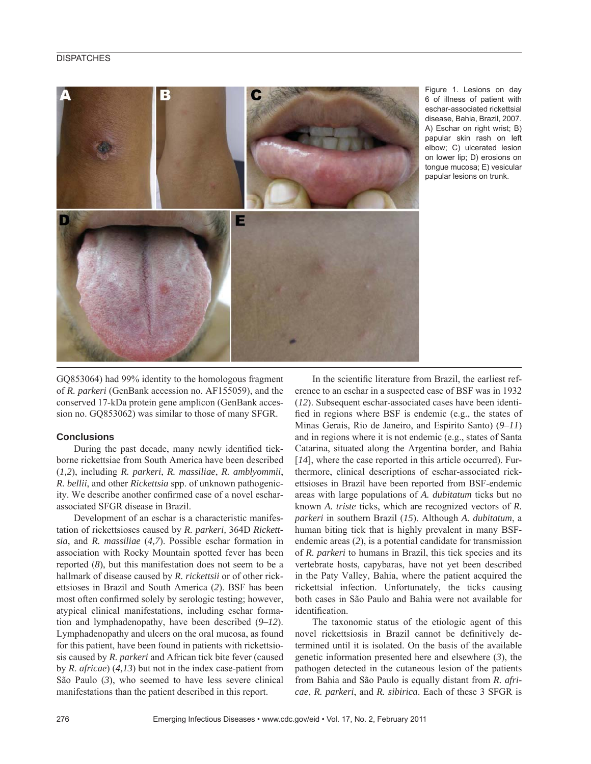Figure 1. Lesions on day 6 of illness of patient with eschar-associated rickettsial disease, Bahia, Brazil, 2007. A) Eschar on right wrist; B) papular skin rash on left elbow; C) ulcerated lesion on lower lip; D) erosions on tongue mucosa; E) vesicular papular lesions on trunk.

GQ853064) had 99% identity to the homologous fragment of *R. parkeri* (GenBank accession no. AF155059), and the conserved 17-kDa protein gene amplicon (GenBank accession no. GQ853062) was similar to those of many SFGR.

## Conclusions

During the past decade, many newly identified tick-borne rickettsiae from South America have been described (*1,2*), including *R. parkeri*, *R. massiliae*, *R. amblyommii*, *R. bellii*, and other *Rickettsia* spp. of unknown pathogenicity. We describe another confirmed case of a novel eschar-associated SFGR disease in Brazil.

Development of an eschar is a characteristic manifestation of rickettsioses caused by *R. parkeri,* 364D *Rickettsia*, and *R. massiliae* (*4,7*). Possible eschar formation in association with Rocky Mountain spotted fever has been reported (*8*), but this manifestation does not seem to be a hallmark of disease caused by *R. rickettsii* or of other rickettsioses in Brazil and South America (*2*). BSF has been most often confirmed solely by serologic testing; however, atypical clinical manifestations, including eschar formation and lymphadenopathy, have been described (*9–12*). Lymphadenopathy and ulcers on the oral mucosa, as found for this patient, have been found in patients with rickettsiosis caused by *R. parkeri* and African tick bite fever (caused by *R. africae*) (*4,13*) but not in the index case-patient from São Paulo (*3*), who seemed to have less severe clinical manifestations than the patient described in this report.

In the scientific literature from Brazil, the earliest reference to an eschar in a suspected case of BSF was in 1932 (*12*). Subsequent eschar-associated cases have been identified in regions where BSF is endemic (e.g., the states of Minas Gerais, Rio de Janeiro, and Espirito Santo) (*9–11*) and in regions where it is not endemic (e.g., states of Santa Catarina, situated along the Argentina border, and Bahia [*14*], where the case reported in this article occurred). Furthermore, clinical descriptions of eschar-associated rickettsioses in Brazil have been reported from BSF-endemic areas with large populations of *A. dubitatum* ticks but no known *A. triste* ticks, which are recognized vectors of *R. parkeri* in southern Brazil (*15*). Although *A. dubitatum*, a human biting tick that is highly prevalent in many BSF-endemic areas (*2*), is a potential candidate for transmission of *R. parkeri* to humans in Brazil, this tick species and its vertebrate hosts, capybaras, have not yet been described in the Paty Valley, Bahia, where the patient acquired the rickettsial infection. Unfortunately, the ticks causing both cases in São Paulo and Bahia were not available for identification.

The taxonomic status of the etiologic agent of this novel rickettsiosis in Brazil cannot be definitively determined until it is isolated. On the basis of the available genetic information presented here and elsewhere (*3*), the pathogen detected in the cutaneous lesion of the patients from Bahia and São Paulo is equally distant from *R. africae*, *R. parkeri*, and *R. sibirica*. Each of these 3 SFGR is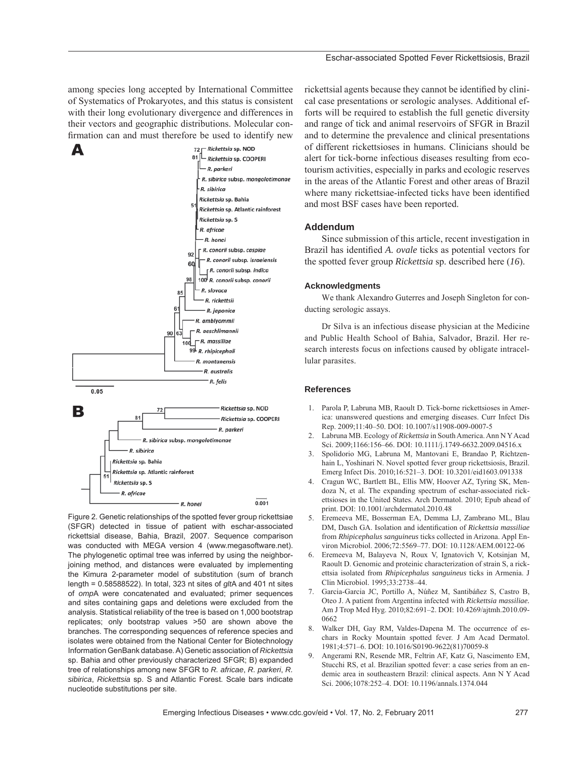among species long accepted by International Committee of Systematics of Prokaryotes, and this status is consistent with their long evolutionary divergence and differences in their vectors and geographic distributions. Molecular confirmation can and must therefore be used to identify new rickettsial agents because they cannot be identified by clinical case presentations or serologic analyses. Additional efforts will be required to establish the full genetic diversity and range of tick and animal reservoirs of SFGR in Brazil and to determine the prevalence and clinical presentations of different rickettsioses in humans. Clinicians should be alert for tick-borne infectious diseases resulting from ecotourism activities, especially in parks and ecologic reserves in the areas of the Atlantic Forest and other areas of Brazil where many rickettsiae-infected ticks have been identified and most BSF cases have been reported.

Figure 2. Genetic relationships of the spotted fever group rickettsiae (SFGR) detected in tissue of patient with eschar-associated rickettsial disease, Bahia, Brazil, 2007. Sequence comparison was conducted with MEGA version 4 (www.megasoftware.net). The phylogenetic optimal tree was inferred by using the neighbor-joining method, and distances were evaluated by implementing the Kimura 2-parameter model of substitution (sum of branch length = 0.58588522). In total, 323 nt sites of *glt*A and 401 nt sites of *omp*A were concatenated and evaluated; primer sequences and sites containing gaps and deletions were excluded from the analysis. Statistical reliability of the tree is based on 1,000 bootstrap replicates; only bootstrap values >50 are shown above the branches. The corresponding sequences of reference species and isolates were obtained from the National Center for Biotechnology Information GenBank database. A) Genetic association of *Rickettsia* sp. Bahia and other previously characterized SFGR; B) expanded tree of relationships among new SFGR to *R. africae*, *R. parkeri*, *R. sibirica*, *Rickettsia* sp. S and Atlantic Forest. Scale bars indicate nucleotide substitutions per site.

## Addendum

Since submission of this article, recent investigation in Brazil has identified *A. ovale* ticks as potential vectors for the spotted fever group *Rickettsia* sp. described here (*16*).

### Acknowledgments

We thank Alexandro Guterres and Joseph Singleton for conducting serologic assays.

Dr Silva is an infectious disease physician at the Medicine and Public Health School of Bahia, Salvador, Brazil. Her research interests focus on infections caused by obligate intracellular parasites.

## References

1. Parola P, Labruna MB, Raoult D. Tick-borne rickettsioses in America: unanswered questions and emerging diseases. Curr Infect Dis Rep. 2009;11:40–50. DOI: 10.1007/s11908-009-0007-5
2. Labruna MB. Ecology of *Rickettsia* in South America. Ann N Y Acad Sci. 2009;1166:156–66. DOI: 10.1111/j.1749-6632.2009.04516.x
3. Spolidorio MG, Labruna M, Mantovani E, Brandao P, Richtzenhain L, Yoshinari N. Novel spotted fever group rickettsiosis, Brazil. Emerg Infect Dis. 2010;16:521–3. DOI: 10.3201/eid1603.091338
4. Cragun WC, Bartlett BL, Ellis MW, Hoover AZ, Tyring SK, Mendoza N, et al. The expanding spectrum of eschar-associated rickettsioses in the United States. Arch Dermatol. 2010; Epub ahead of print. DOI: 10.1001/archdermatol.2010.48
5. Eremeeva ME, Bosserman EA, Demma LJ, Zambrano ML, Blau DM, Dasch GA. Isolation and identification of *Rickettsia massiliae* from *Rhipicephalus sanguineus* ticks collected in Arizona. Appl Environ Microbiol. 2006;72:5569–77. DOI: 10.1128/AEM.00122-06
6. Eremeeva M, Balayeva N, Roux V, Ignatovich V, Kotsinjan M, Raoult D. Genomic and proteinic characterization of strain S, a rickettsia isolated from *Rhipicephalus sanguineus* ticks in Armenia. J Clin Microbiol. 1995;33:2738–44.
7. Garcia-Garcia JC, Portillo A, Núñez M, Santibáñez S, Castro B, Oteo J. A patient from Argentina infected with *Rickettsia massiliae*. Am J Trop Med Hyg. 2010;82:691–2. DOI: 10.4269/ajtmh.2010.09-0662
8. Walker DH, Gay RM, Valdes-Dapena M. The occurrence of eschars in Rocky Mountain spotted fever. J Am Acad Dermatol. 1981;4:571–6. DOI: 10.1016/S0190-9622(81)70059-8
9. Angerami RN, Resende MR, Feltrin AF, Katz G, Nascimento EM, Stucchi RS, et al. Brazilian spotted fever: a case series from an endemic area in southeastern Brazil: clinical aspects. Ann N Y Acad Sci. 2006;1078:252–4. DOI: 10.1196/annals.1374.044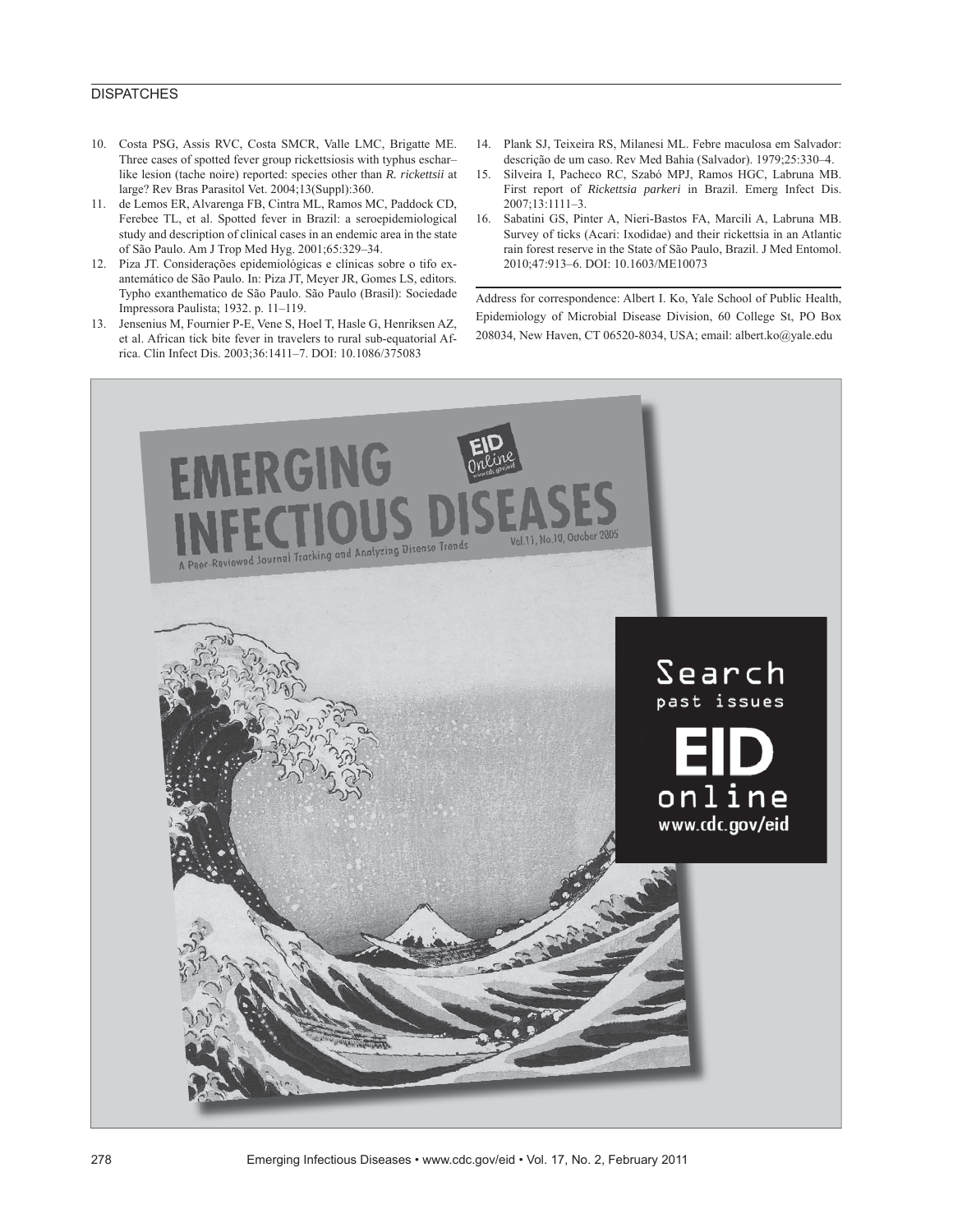10. Costa PSG, Assis RVC, Costa SMCR, Valle LMC, Brigatte ME. Three cases of spotted fever group rickettsiosis with typhus eschar–like lesion (tache noire) reported: species other than *R. rickettsii* at large? Rev Bras Parasitol Vet. 2004;13(Suppl):360.
11. de Lemos ER, Alvarenga FB, Cintra ML, Ramos MC, Paddock CD, Ferebee TL, et al. Spotted fever in Brazil: a seroepidemiological study and description of clinical cases in an endemic area in the state of São Paulo. Am J Trop Med Hyg. 2001;65:329–34.
12. Piza JT. Considerações epidemiológicas e clínicas sobre o tifo exantemático de São Paulo. In: Piza JT, Meyer JR, Gomes LS, editors. Typho exanthematico de São Paulo. São Paulo (Brasil): Sociedade Impressora Paulista; 1932. p. 11–119.
13. Jensenius M, Fournier P-E, Vene S, Hoel T, Hasle G, Henriksen AZ, et al. African tick bite fever in travelers to rural sub-equatorial Africa. Clin Infect Dis. 2003;36:1411–7. DOI: 10.1086/375083
14. Plank SJ, Teixeira RS, Milanesi ML. Febre maculosa em Salvador: descrição de um caso. Rev Med Bahia (Salvador). 1979;25:330–4.
15. Silveira I, Pacheco RC, Szabó MPJ, Ramos HGC, Labruna MB. First report of *Rickettsia parkeri* in Brazil. Emerg Infect Dis. 2007;13:1111–3.
16. Sabatini GS, Pinter A, Nieri-Bastos FA, Marcili A, Labruna MB. Survey of ticks (Acari: Ixodidae) and their rickettsia in an Atlantic rain forest reserve in the State of São Paulo, Brazil. J Med Entomol. 2010;47:913–6. DOI: 10.1603/ME10073

Address for correspondence: Albert I. Ko, Yale School of Public Health, Epidemiology of Microbial Disease Division, 60 College St, PO Box 208034, New Haven, CT 06520-8034, USA; email: albert.ko@yale.edu

EMERGING INFECTIOUS DISEASES

A Peer-Reviewed Journal Tracking and Analyzing Disease Trends

Vol.11, No.10, October 2005

Search past issues

EID online

www.cdc.gov/eid